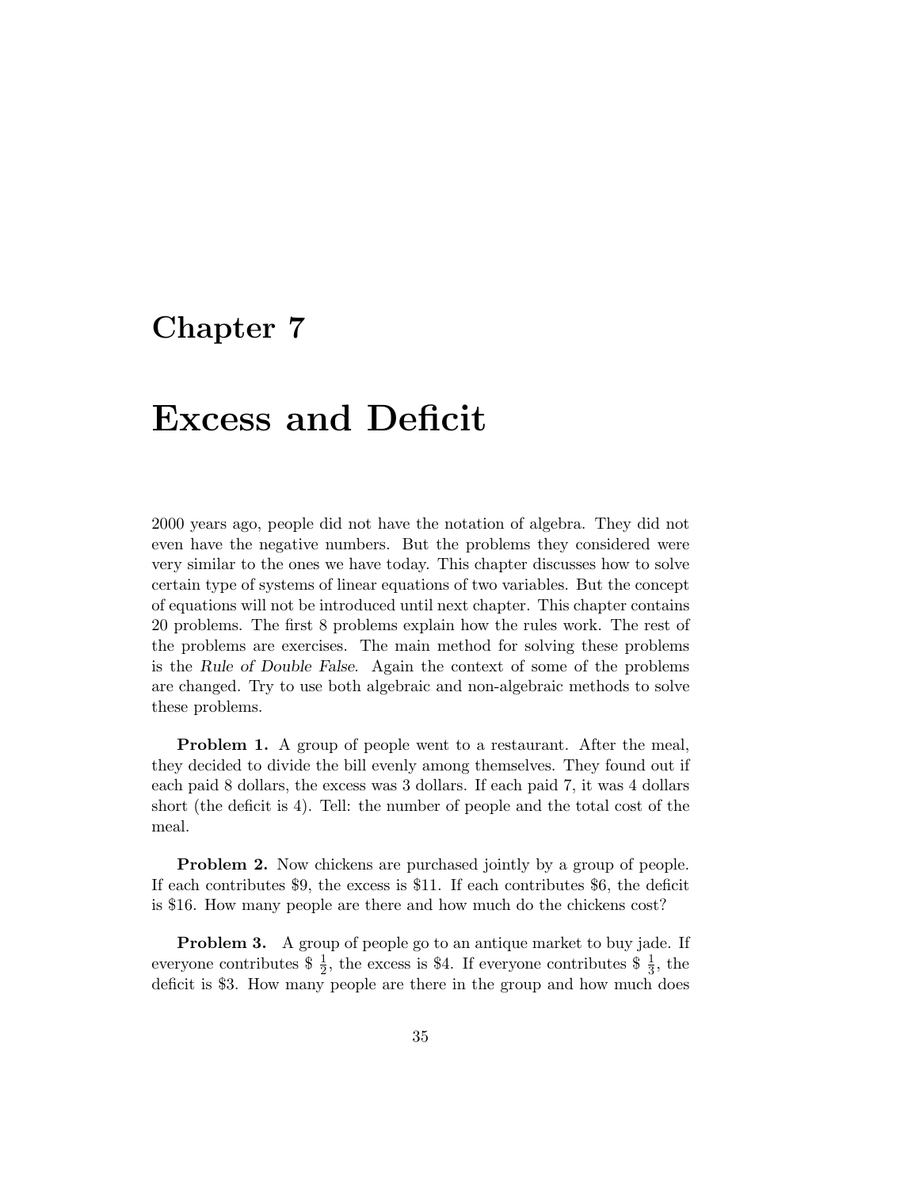# Chapter 7

# Excess and Deficit

2000 years ago, people did not have the notation of algebra. They did not even have the negative numbers. But the problems they considered were very similar to the ones we have today. This chapter discusses how to solve certain type of systems of linear equations of two variables. But the concept of equations will not be introduced until next chapter. This chapter contains 20 problems. The first 8 problems explain how the rules work. The rest of the problems are exercises. The main method for solving these problems is the *Rule of Double False*. Again the context of some of the problems are changed. Try to use both algebraic and non-algebraic methods to solve these problems.

**Problem 1.** A group of people went to a restaurant. After the meal, they decided to divide the bill evenly among themselves. They found out if each paid 8 dollars, the excess was 3 dollars. If each paid 7, it was 4 dollars short (the deficit is 4). Tell: the number of people and the total cost of the meal.

**Problem 2.** Now chickens are purchased jointly by a group of people. If each contributes \$9, the excess is \$11. If each contributes \$6, the deficit is \$16. How many people are there and how much do the chickens cost?

**Problem 3.** A group of people go to an antique market to buy jade. If everyone contributes \$ $\frac{1}{2}$, the excess is \$4. If everyone contributes \$ $\frac{1}{3}$, the deficit is \$3. How many people are there in the group and how much does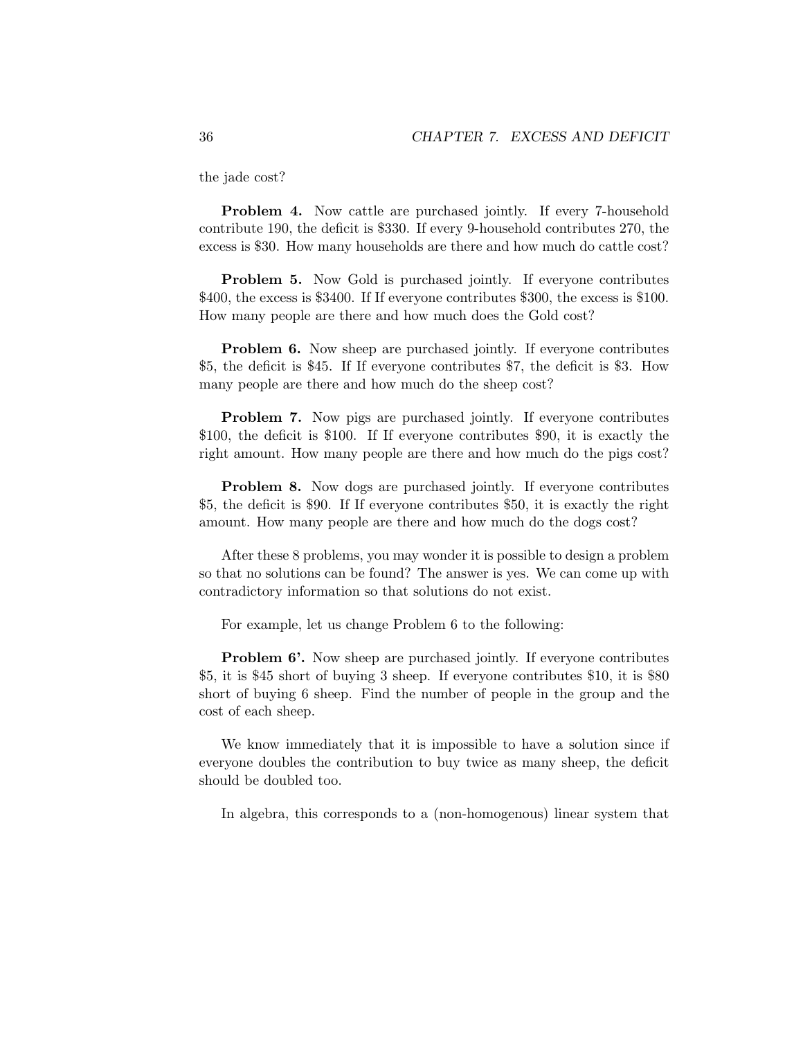the jade cost?

**Problem 4.** Now cattle are purchased jointly. If every 7-household contribute 190, the deficit is \$330. If every 9-household contributes 270, the excess is \$30. How many households are there and how much do cattle cost?

**Problem 5.** Now Gold is purchased jointly. If everyone contributes \$400, the excess is \$3400. If everyone contributes \$300, the excess is \$100. How many people are there and how much does the Gold cost?

**Problem 6.** Now sheep are purchased jointly. If everyone contributes \$5, the deficit is \$45. If If everyone contributes \$7, the deficit is \$3. How many people are there and how much do the sheep cost?

**Problem 7.** Now pigs are purchased jointly. If everyone contributes \$100, the deficit is \$100. If If everyone contributes \$90, it is exactly the right amount. How many people are there and how much do the pigs cost?

**Problem 8.** Now dogs are purchased jointly. If everyone contributes \$5, the deficit is \$90. If If everyone contributes \$50, it is exactly the right amount. How many people are there and how much do the dogs cost?

After these 8 problems, you may wonder it is possible to design a problem so that no solutions can be found? The answer is yes. We can come up with contradictory information so that solutions do not exist.

For example, let us change Problem 6 to the following:

**Problem 6'.** Now sheep are purchased jointly. If everyone contributes \$5, it is \$45 short of buying 3 sheep. If everyone contributes \$10, it is \$80 short of buying 6 sheep. Find the number of people in the group and the cost of each sheep.

We know immediately that it is impossible to have a solution since if everyone doubles the contribution to buy twice as many sheep, the deficit should be doubled too.

In algebra, this corresponds to a (non-homogenous) linear system that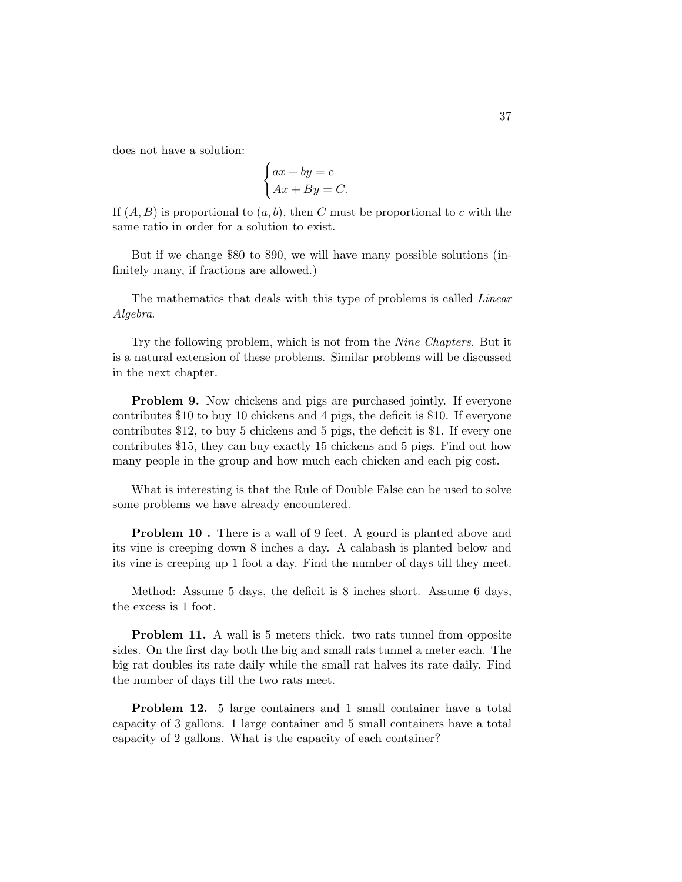does not have a solution:

$$\begin{cases} ax + by = c \\ Ax + By = C. \end{cases}$$

If $(A, B)$ is proportional to $(a, b)$, then $C$ must be proportional to $c$ with the same ratio in order for a solution to exist.

But if we change \$80 to \$90, we will have many possible solutions (infinitely many, if fractions are allowed.)

The mathematics that deals with this type of problems is called *Linear Algebra*.

Try the following problem, which is not from the *Nine Chapters*. But it is a natural extension of these problems. Similar problems will be discussed in the next chapter.

**Problem 9.** Now chickens and pigs are purchased jointly. If everyone contributes \$10 to buy 10 chickens and 4 pigs, the deficit is \$10. If everyone contributes \$12, to buy 5 chickens and 5 pigs, the deficit is \$1. If every one contributes \$15, they can buy exactly 15 chickens and 5 pigs. Find out how many people in the group and how much each chicken and each pig cost.

What is interesting is that the Rule of Double False can be used to solve some problems we have already encountered.

**Problem 10 .** There is a wall of 9 feet. A gourd is planted above and its vine is creeping down 8 inches a day. A calabash is planted below and its vine is creeping up 1 foot a day. Find the number of days till they meet.

Method: Assume 5 days, the deficit is 8 inches short. Assume 6 days, the excess is 1 foot.

**Problem 11.** A wall is 5 meters thick. two rats tunnel from opposite sides. On the first day both the big and small rats tunnel a meter each. The big rat doubles its rate daily while the small rat halves its rate daily. Find the number of days till the two rats meet.

**Problem 12.** 5 large containers and 1 small container have a total capacity of 3 gallons. 1 large container and 5 small containers have a total capacity of 2 gallons. What is the capacity of each container?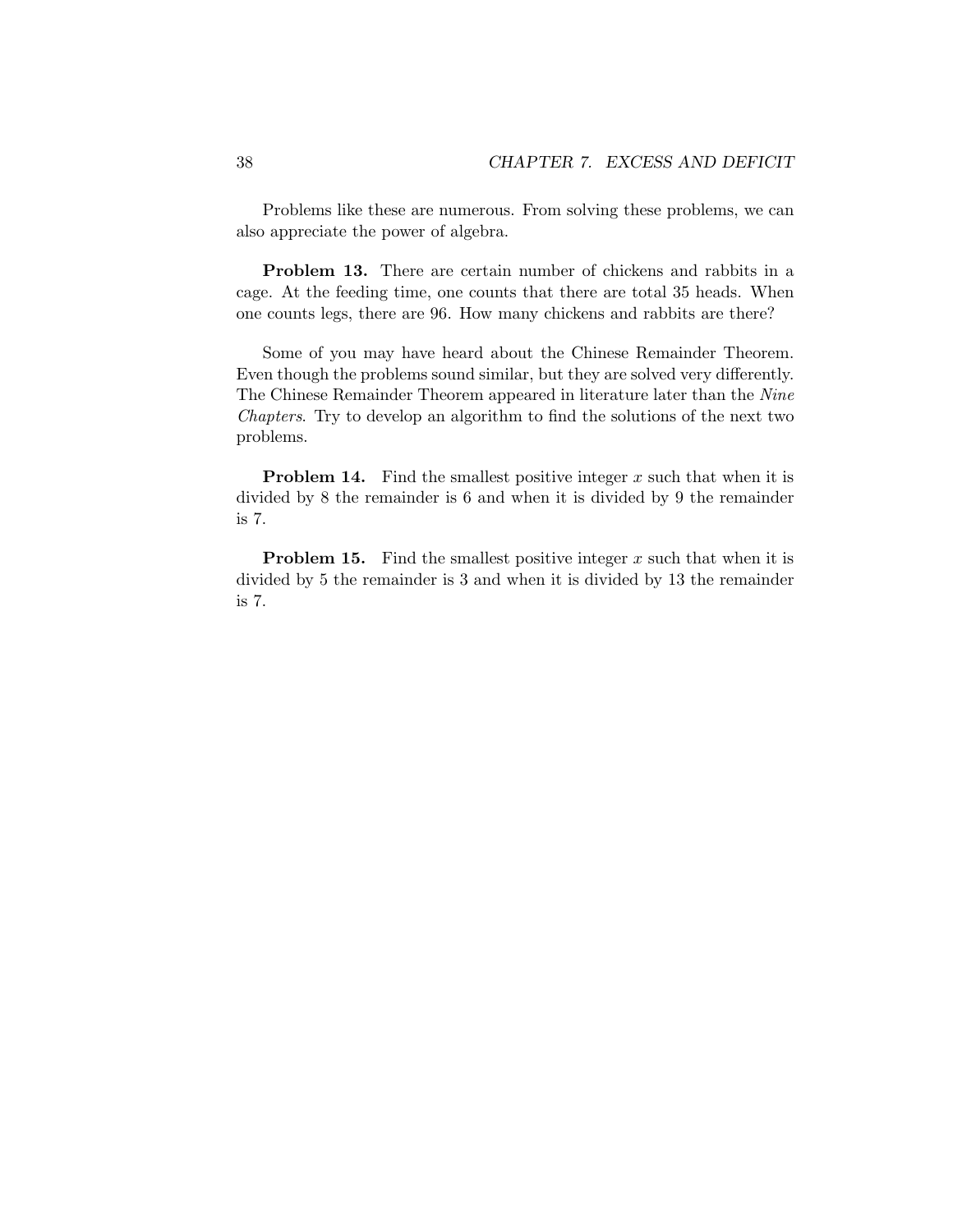Problems like these are numerous. From solving these problems, we can also appreciate the power of algebra.

**Problem 13.** There are certain number of chickens and rabbits in a cage. At the feeding time, one counts that there are total 35 heads. When one counts legs, there are 96. How many chickens and rabbits are there?

Some of you may have heard about the Chinese Remainder Theorem. Even though the problems sound similar, but they are solved very differently. The Chinese Remainder Theorem appeared in literature later than the *Nine Chapters*. Try to develop an algorithm to find the solutions of the next two problems.

**Problem 14.** Find the smallest positive integer $x$ such that when it is divided by 8 the remainder is 6 and when it is divided by 9 the remainder is 7.

**Problem 15.** Find the smallest positive integer $x$ such that when it is divided by 5 the remainder is 3 and when it is divided by 13 the remainder is 7.